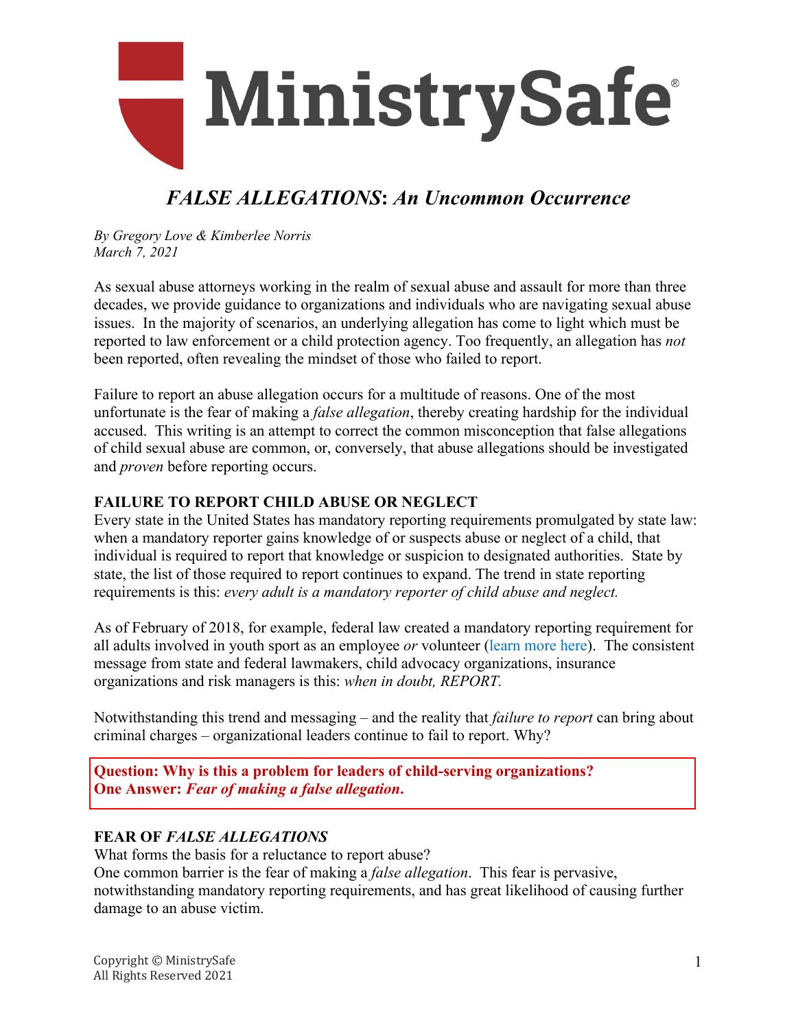# MinistrySafe

## *FALSE ALLEGATIONS*: *An Uncommon Occurrence*

*By Gregory Love & Kimberlee Norris*
*March 7, 2021*

As sexual abuse attorneys working in the realm of sexual abuse and assault for more than three decades, we provide guidance to organizations and individuals who are navigating sexual abuse issues. In the majority of scenarios, an underlying allegation has come to light which must be reported to law enforcement or a child protection agency. Too frequently, an allegation has *not* been reported, often revealing the mindset of those who failed to report.

Failure to report an abuse allegation occurs for a multitude of reasons. One of the most unfortunate is the fear of making a *false allegation*, thereby creating hardship for the individual accused. This writing is an attempt to correct the common misconception that false allegations of child sexual abuse are common, or, conversely, that abuse allegations should be investigated and *proven* before reporting occurs.

### FAILURE TO REPORT CHILD ABUSE OR NEGLECT

Every state in the United States has mandatory reporting requirements promulgated by state law: when a mandatory reporter gains knowledge of or suspects abuse or neglect of a child, that individual is required to report that knowledge or suspicion to designated authorities. State by state, the list of those required to report continues to expand. The trend in state reporting requirements is this: *every adult is a mandatory reporter of child abuse and neglect.*

As of February of 2018, for example, federal law created a mandatory reporting requirement for all adults involved in youth sport as an employee *or* volunteer (learn more here). The consistent message from state and federal lawmakers, child advocacy organizations, insurance organizations and risk managers is this: *when in doubt, REPORT.*

Notwithstanding this trend and messaging – and the reality that *failure to report* can bring about criminal charges – organizational leaders continue to fail to report. Why?

**Question: Why is this a problem for leaders of child-serving organizations?**
**One Answer: *Fear of making a false allegation*.**

### FEAR OF *FALSE ALLEGATIONS*

What forms the basis for a reluctance to report abuse?
One common barrier is the fear of making a *false allegation*. This fear is pervasive, notwithstanding mandatory reporting requirements, and has great likelihood of causing further damage to an abuse victim.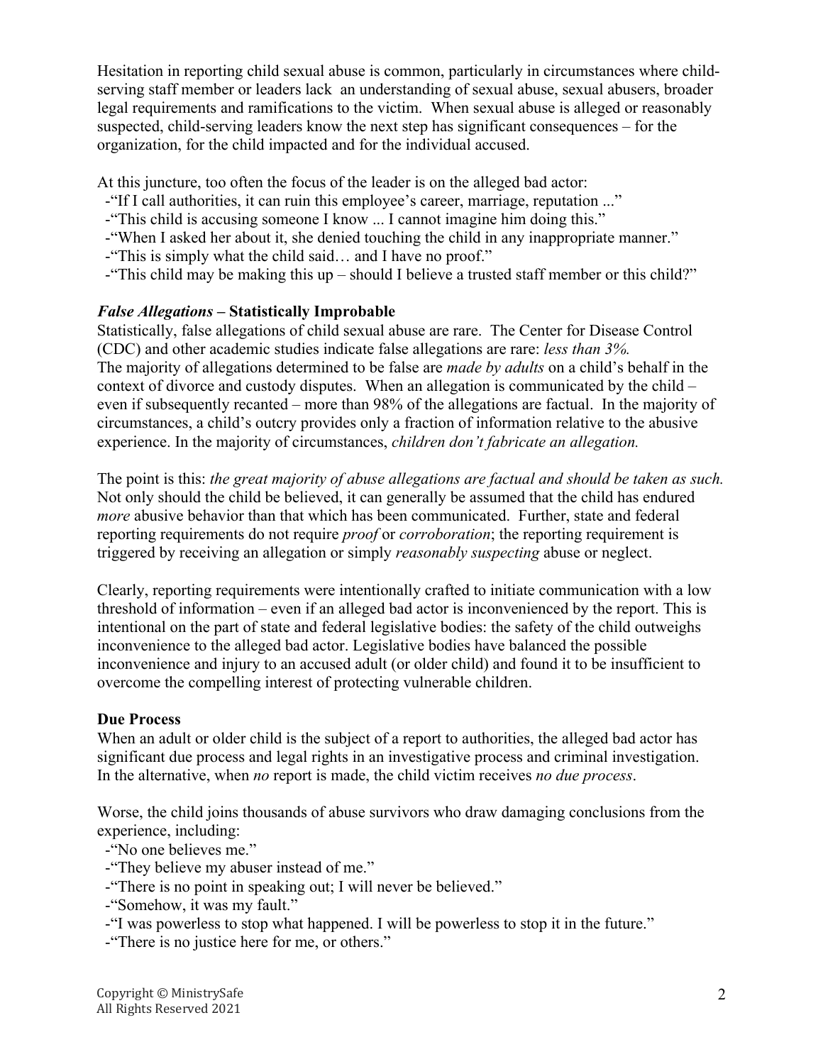Hesitation in reporting child sexual abuse is common, particularly in circumstances where child-serving staff member or leaders lack an understanding of sexual abuse, sexual abusers, broader legal requirements and ramifications to the victim. When sexual abuse is alleged or reasonably suspected, child-serving leaders know the next step has significant consequences – for the organization, for the child impacted and for the individual accused.

At this juncture, too often the focus of the leader is on the alleged bad actor:

- "If I call authorities, it can ruin this employee's career, marriage, reputation ..."
- "This child is accusing someone I know ... I cannot imagine him doing this."
- "When I asked her about it, she denied touching the child in any inappropriate manner."
- "This is simply what the child said… and I have no proof."
- "This child may be making this up – should I believe a trusted staff member or this child?"

### *False Allegations* – Statistically Improbable

Statistically, false allegations of child sexual abuse are rare. The Center for Disease Control (CDC) and other academic studies indicate false allegations are rare: *less than 3%.* The majority of allegations determined to be false are *made by adults* on a child's behalf in the context of divorce and custody disputes. When an allegation is communicated by the child – even if subsequently recanted – more than 98% of the allegations are factual. In the majority of circumstances, a child's outcry provides only a fraction of information relative to the abusive experience. In the majority of circumstances, *children don't fabricate an allegation.*

The point is this: *the great majority of abuse allegations are factual and should be taken as such.* Not only should the child be believed, it can generally be assumed that the child has endured *more* abusive behavior than that which has been communicated. Further, state and federal reporting requirements do not require *proof* or *corroboration*; the reporting requirement is triggered by receiving an allegation or simply *reasonably suspecting* abuse or neglect.

Clearly, reporting requirements were intentionally crafted to initiate communication with a low threshold of information – even if an alleged bad actor is inconvenienced by the report. This is intentional on the part of state and federal legislative bodies: the safety of the child outweighs inconvenience to the alleged bad actor. Legislative bodies have balanced the possible inconvenience and injury to an accused adult (or older child) and found it to be insufficient to overcome the compelling interest of protecting vulnerable children.

### Due Process

When an adult or older child is the subject of a report to authorities, the alleged bad actor has significant due process and legal rights in an investigative process and criminal investigation. In the alternative, when *no* report is made, the child victim receives *no due process*.

Worse, the child joins thousands of abuse survivors who draw damaging conclusions from the experience, including:

- "No one believes me."
- "They believe my abuser instead of me."
- "There is no point in speaking out; I will never be believed."
- "Somehow, it was my fault."
- "I was powerless to stop what happened. I will be powerless to stop it in the future."
- "There is no justice here for me, or others."

Copyright © MinistrySafe
All Rights Reserved 2021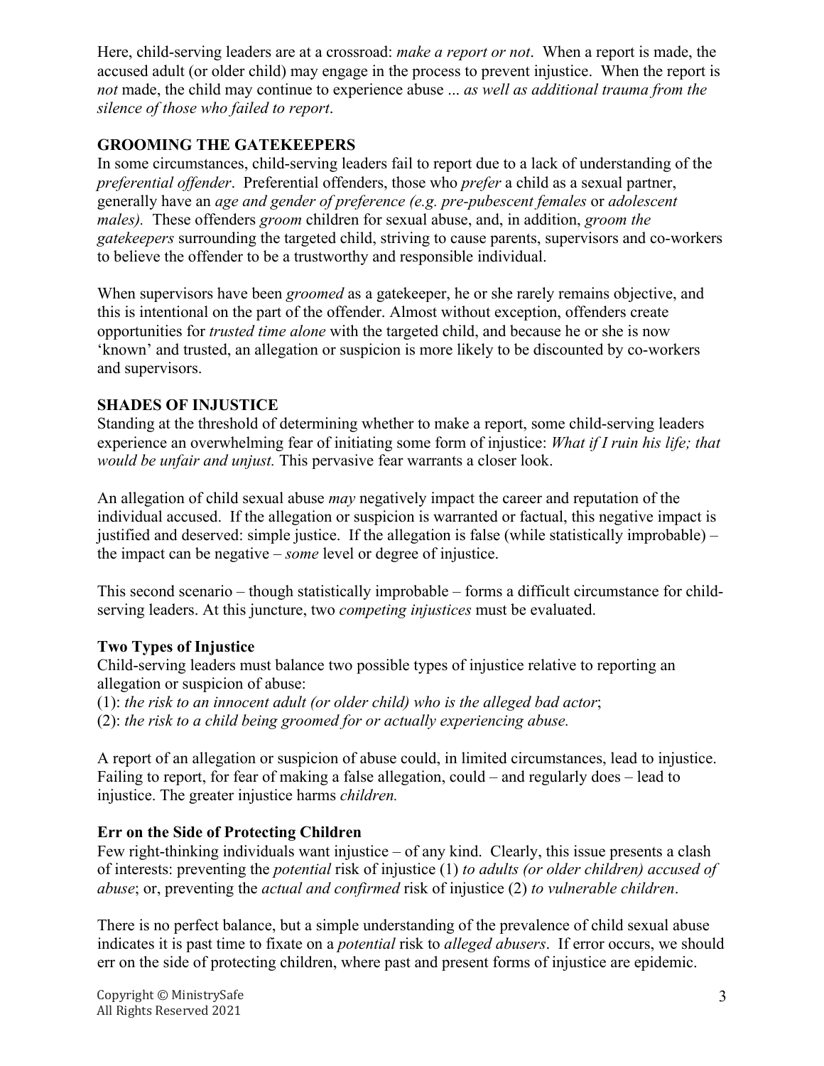Here, child-serving leaders are at a crossroad: *make a report or not*. When a report is made, the accused adult (or older child) may engage in the process to prevent injustice. When the report is *not* made, the child may continue to experience abuse ... *as well as additional trauma from the silence of those who failed to report*.

## GROOMING THE GATEKEEPERS

In some circumstances, child-serving leaders fail to report due to a lack of understanding of the *preferential offender*. Preferential offenders, those who *prefer* a child as a sexual partner, generally have an *age and gender of preference (e.g. pre-pubescent females* or *adolescent males).* These offenders *groom* children for sexual abuse, and, in addition, *groom the gatekeepers* surrounding the targeted child, striving to cause parents, supervisors and co-workers to believe the offender to be a trustworthy and responsible individual.

When supervisors have been *groomed* as a gatekeeper, he or she rarely remains objective, and this is intentional on the part of the offender. Almost without exception, offenders create opportunities for *trusted time alone* with the targeted child, and because he or she is now 'known' and trusted, an allegation or suspicion is more likely to be discounted by co-workers and supervisors.

## SHADES OF INJUSTICE

Standing at the threshold of determining whether to make a report, some child-serving leaders experience an overwhelming fear of initiating some form of injustice: *What if I ruin his life; that would be unfair and unjust.* This pervasive fear warrants a closer look.

An allegation of child sexual abuse *may* negatively impact the career and reputation of the individual accused. If the allegation or suspicion is warranted or factual, this negative impact is justified and deserved: simple justice. If the allegation is false (while statistically improbable) – the impact can be negative – *some* level or degree of injustice.

This second scenario – though statistically improbable – forms a difficult circumstance for child-serving leaders. At this juncture, two *competing injustices* must be evaluated.

### Two Types of Injustice

Child-serving leaders must balance two possible types of injustice relative to reporting an allegation or suspicion of abuse:

(1): *the risk to an innocent adult (or older child) who is the alleged bad actor*;
(2): *the risk to a child being groomed for or actually experiencing abuse.*

A report of an allegation or suspicion of abuse could, in limited circumstances, lead to injustice. Failing to report, for fear of making a false allegation, could – and regularly does – lead to injustice. The greater injustice harms *children.*

### Err on the Side of Protecting Children

Few right-thinking individuals want injustice – of any kind. Clearly, this issue presents a clash of interests: preventing the *potential* risk of injustice (1) *to adults (or older children) accused of abuse*; or, preventing the *actual and confirmed* risk of injustice (2) *to vulnerable children*.

There is no perfect balance, but a simple understanding of the prevalence of child sexual abuse indicates it is past time to fixate on a *potential* risk to *alleged abusers*. If error occurs, we should err on the side of protecting children, where past and present forms of injustice are epidemic.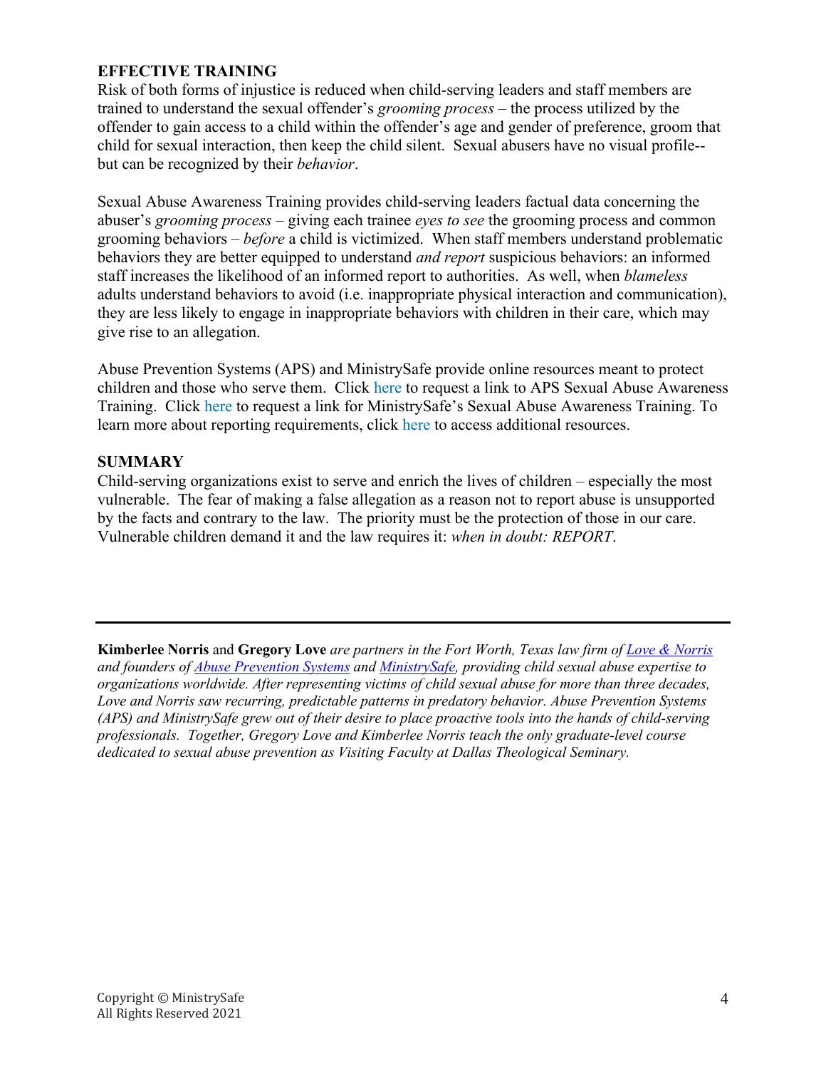## EFFECTIVE TRAINING

Risk of both forms of injustice is reduced when child-serving leaders and staff members are trained to understand the sexual offender's *grooming process* – the process utilized by the offender to gain access to a child within the offender's age and gender of preference, groom that child for sexual interaction, then keep the child silent. Sexual abusers have no visual profile--but can be recognized by their *behavior*.

Sexual Abuse Awareness Training provides child-serving leaders factual data concerning the abuser's *grooming process* – giving each trainee *eyes to see* the grooming process and common grooming behaviors – *before* a child is victimized. When staff members understand problematic behaviors they are better equipped to understand *and report* suspicious behaviors: an informed staff increases the likelihood of an informed report to authorities. As well, when *blameless* adults understand behaviors to avoid (i.e. inappropriate physical interaction and communication), they are less likely to engage in inappropriate behaviors with children in their care, which may give rise to an allegation.

Abuse Prevention Systems (APS) and MinistrySafe provide online resources meant to protect children and those who serve them. Click here to request a link to APS Sexual Abuse Awareness Training. Click here to request a link for MinistrySafe's Sexual Abuse Awareness Training. To learn more about reporting requirements, click here to access additional resources.

## SUMMARY

Child-serving organizations exist to serve and enrich the lives of children – especially the most vulnerable. The fear of making a false allegation as a reason not to report abuse is unsupported by the facts and contrary to the law. The priority must be the protection of those in our care. Vulnerable children demand it and the law requires it: *when in doubt: REPORT*.

---

**Kimberlee Norris** and **Gregory Love** *are partners in the Fort Worth, Texas law firm of Love & Norris and founders of Abuse Prevention Systems and MinistrySafe, providing child sexual abuse expertise to organizations worldwide. After representing victims of child sexual abuse for more than three decades, Love and Norris saw recurring, predictable patterns in predatory behavior. Abuse Prevention Systems (APS) and MinistrySafe grew out of their desire to place proactive tools into the hands of child-serving professionals. Together, Gregory Love and Kimberlee Norris teach the only graduate-level course dedicated to sexual abuse prevention as Visiting Faculty at Dallas Theological Seminary.*

Copyright © MinistrySafe
All Rights Reserved 2021